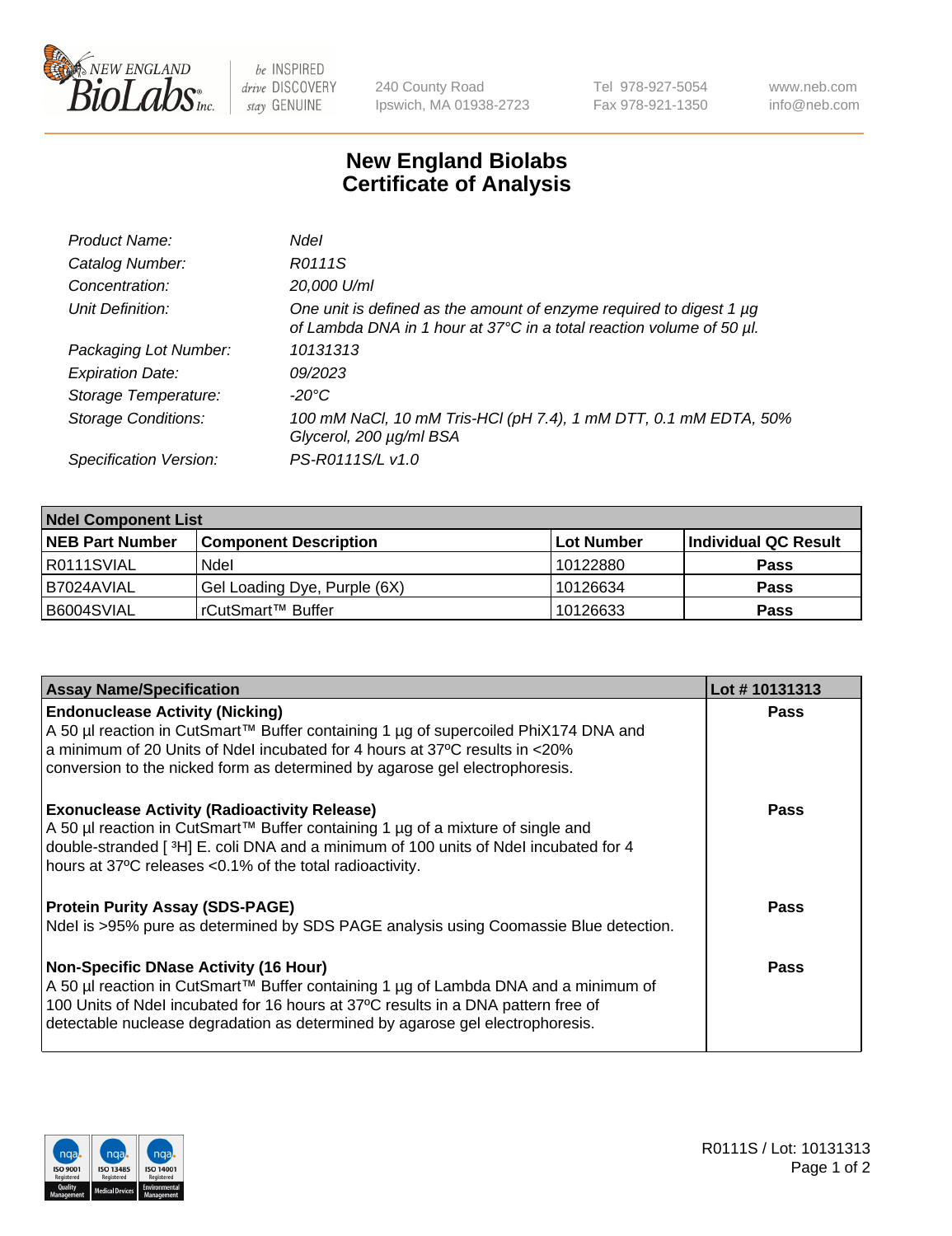240 County Road
Ipswich, MA 01938-2723

Tel 978-927-5054
Fax 978-921-1350

www.neb.com
info@neb.com

# New England Biolabs
# Certificate of Analysis

| | |
|---|---|
| *Product Name:* | *NdeI* |
| *Catalog Number:* | *R0111S* |
| *Concentration:* | *20,000 U/ml* |
| *Unit Definition:* | *One unit is defined as the amount of enzyme required to digest 1 µg of Lambda DNA in 1 hour at 37°C in a total reaction volume of 50 µl.* |
| *Packaging Lot Number:* | *10131313* |
| *Expiration Date:* | *09/2023* |
| *Storage Temperature:* | *-20°C* |
| *Storage Conditions:* | *100 mM NaCl, 10 mM Tris-HCl (pH 7.4), 1 mM DTT, 0.1 mM EDTA, 50% Glycerol, 200 µg/ml BSA* |
| *Specification Version:* | *PS-R0111S/L v1.0* |

**NdeI Component List**

| NEB Part Number | Component Description | Lot Number | Individual QC Result |
|---|---|---|---|
| R0111SVIAL | NdeI | 10122880 | **Pass** |
| B7024AVIAL | Gel Loading Dye, Purple (6X) | 10126634 | **Pass** |
| B6004SVIAL | rCutSmart™ Buffer | 10126633 | **Pass** |

| Assay Name/Specification | Lot # 10131313 |
|---|---|
| **Endonuclease Activity (Nicking)**<br>A 50 µl reaction in CutSmart™ Buffer containing 1 µg of supercoiled PhiX174 DNA and a minimum of 20 Units of NdeI incubated for 4 hours at 37ºC results in <20% conversion to the nicked form as determined by agarose gel electrophoresis. | **Pass** |
| **Exonuclease Activity (Radioactivity Release)**<br>A 50 µl reaction in CutSmart™ Buffer containing 1 µg of a mixture of single and double-stranded [ $^{3}$H] E. coli DNA and a minimum of 100 units of NdeI incubated for 4 hours at 37ºC releases <0.1% of the total radioactivity. | **Pass** |
| **Protein Purity Assay (SDS-PAGE)**<br>NdeI is >95% pure as determined by SDS PAGE analysis using Coomassie Blue detection. | **Pass** |
| **Non-Specific DNase Activity (16 Hour)**<br>A 50 µl reaction in CutSmart™ Buffer containing 1 µg of Lambda DNA and a minimum of 100 Units of NdeI incubated for 16 hours at 37ºC results in a DNA pattern free of detectable nuclease degradation as determined by agarose gel electrophoresis. | **Pass** |

R0111S / Lot: 10131313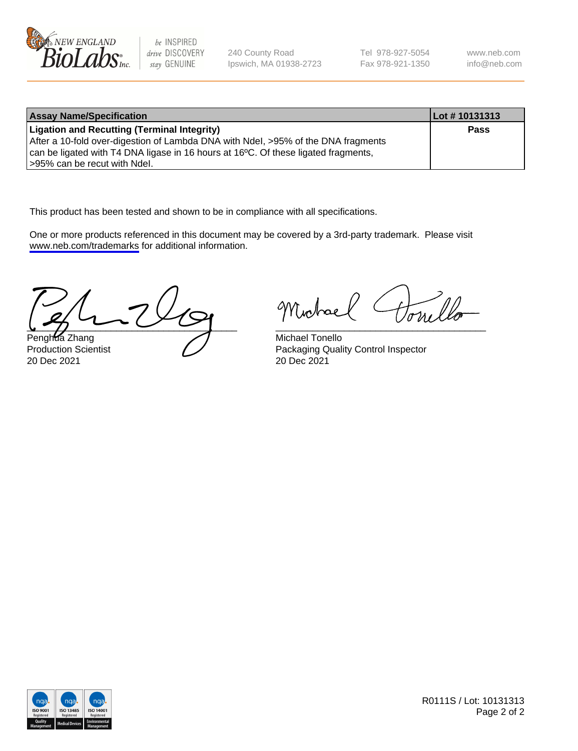| Assay Name/Specification | Lot # 10131313 |
|---|---|
| **Ligation and Recutting (Terminal Integrity)**<br>After a 10-fold over-digestion of Lambda DNA with NdeI, >95% of the DNA fragments can be ligated with T4 DNA ligase in 16 hours at 16ºC. Of these ligated fragments, >95% can be recut with NdeI. | **Pass** |

This product has been tested and shown to be in compliance with all specifications.

One or more products referenced in this document may be covered by a 3rd-party trademark. Please visit www.neb.com/trademarks for additional information.

Penghua Zhang
Production Scientist
20 Dec 2021

Michael Tonello
Packaging Quality Control Inspector
20 Dec 2021

R0111S / Lot: 10131313